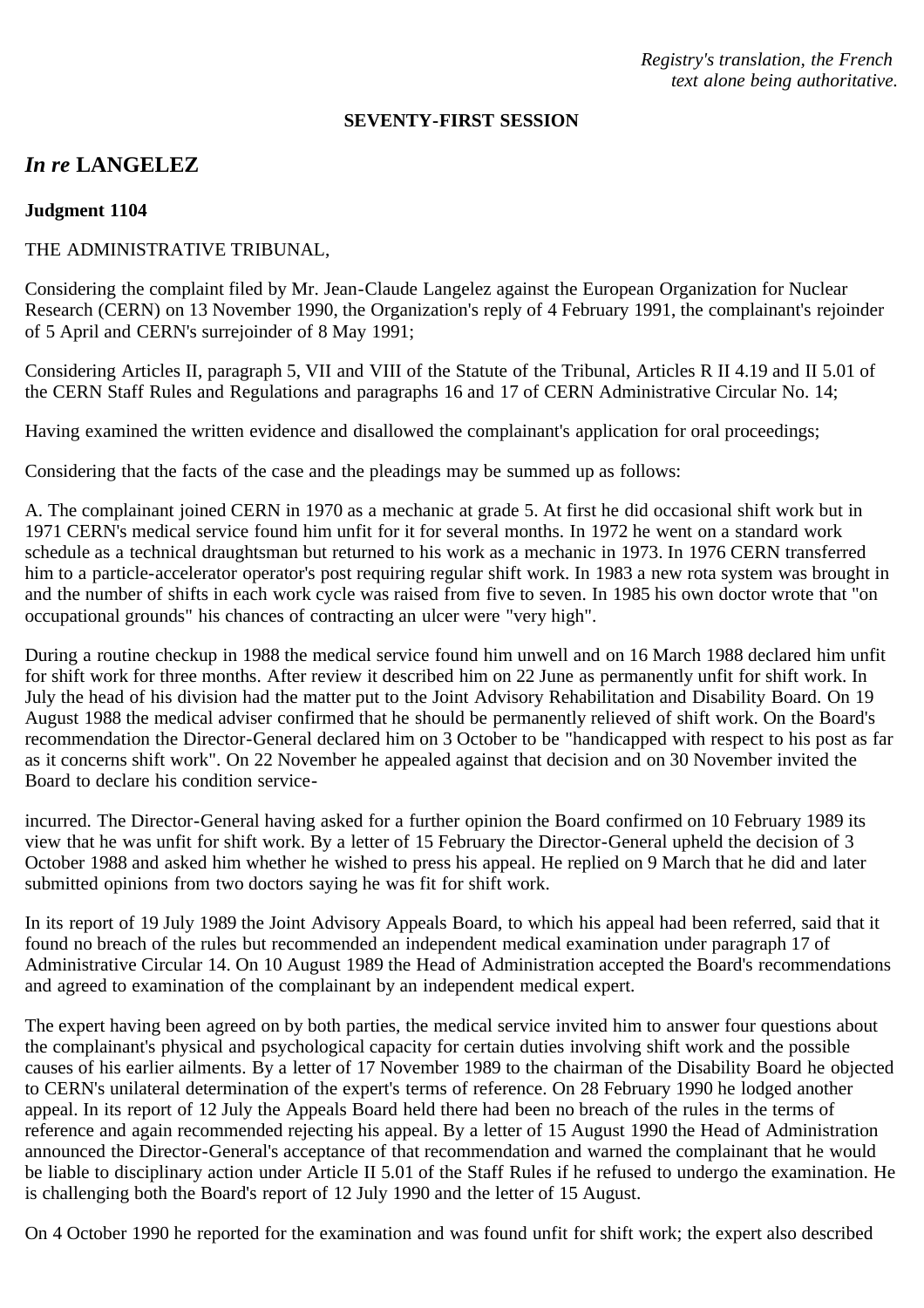*Registry's translation, the French text alone being authoritative.*

**SEVENTY-FIRST SESSION**

## *In re* LANGELEZ

**Judgment 1104**

THE ADMINISTRATIVE TRIBUNAL,

Considering the complaint filed by Mr. Jean-Claude Langelez against the European Organization for Nuclear Research (CERN) on 13 November 1990, the Organization's reply of 4 February 1991, the complainant's rejoinder of 5 April and CERN's surrejoinder of 8 May 1991;

Considering Articles II, paragraph 5, VII and VIII of the Statute of the Tribunal, Articles R II 4.19 and II 5.01 of the CERN Staff Rules and Regulations and paragraphs 16 and 17 of CERN Administrative Circular No. 14;

Having examined the written evidence and disallowed the complainant's application for oral proceedings;

Considering that the facts of the case and the pleadings may be summed up as follows:

A. The complainant joined CERN in 1970 as a mechanic at grade 5. At first he did occasional shift work but in 1971 CERN's medical service found him unfit for it for several months. In 1972 he went on a standard work schedule as a technical draughtsman but returned to his work as a mechanic in 1973. In 1976 CERN transferred him to a particle-accelerator operator's post requiring regular shift work. In 1983 a new rota system was brought in and the number of shifts in each work cycle was raised from five to seven. In 1985 his own doctor wrote that "on occupational grounds" his chances of contracting an ulcer were "very high".

During a routine checkup in 1988 the medical service found him unwell and on 16 March 1988 declared him unfit for shift work for three months. After review it described him on 22 June as permanently unfit for shift work. In July the head of his division had the matter put to the Joint Advisory Rehabilitation and Disability Board. On 19 August 1988 the medical adviser confirmed that he should be permanently relieved of shift work. On the Board's recommendation the Director-General declared him on 3 October to be "handicapped with respect to his post as far as it concerns shift work". On 22 November he appealed against that decision and on 30 November invited the Board to declare his condition service-incurred. The Director-General having asked for a further opinion the Board confirmed on 10 February 1989 its view that he was unfit for shift work. By a letter of 15 February the Director-General upheld the decision of 3 October 1988 and asked him whether he wished to press his appeal. He replied on 9 March that he did and later submitted opinions from two doctors saying he was fit for shift work.

In its report of 19 July 1989 the Joint Advisory Appeals Board, to which his appeal had been referred, said that it found no breach of the rules but recommended an independent medical examination under paragraph 17 of Administrative Circular 14. On 10 August 1989 the Head of Administration accepted the Board's recommendations and agreed to examination of the complainant by an independent medical expert.

The expert having been agreed on by both parties, the medical service invited him to answer four questions about the complainant's physical and psychological capacity for certain duties involving shift work and the possible causes of his earlier ailments. By a letter of 17 November 1989 to the chairman of the Disability Board he objected to CERN's unilateral determination of the expert's terms of reference. On 28 February 1990 he lodged another appeal. In its report of 12 July the Appeals Board held there had been no breach of the rules in the terms of reference and again recommended rejecting his appeal. By a letter of 15 August 1990 the Head of Administration announced the Director-General's acceptance of that recommendation and warned the complainant that he would be liable to disciplinary action under Article II 5.01 of the Staff Rules if he refused to undergo the examination. He is challenging both the Board's report of 12 July 1990 and the letter of 15 August.

On 4 October 1990 he reported for the examination and was found unfit for shift work; the expert also described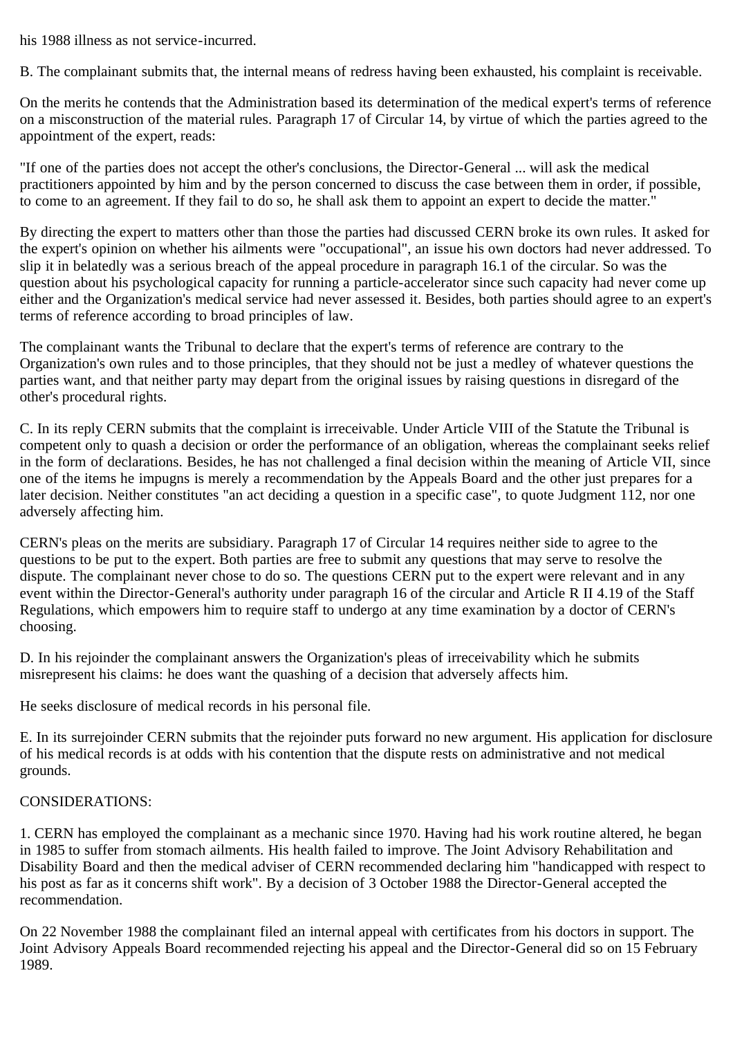his 1988 illness as not service-incurred.

B. The complainant submits that, the internal means of redress having been exhausted, his complaint is receivable.

On the merits he contends that the Administration based its determination of the medical expert's terms of reference on a misconstruction of the material rules. Paragraph 17 of Circular 14, by virtue of which the parties agreed to the appointment of the expert, reads:

"If one of the parties does not accept the other's conclusions, the Director-General ... will ask the medical practitioners appointed by him and by the person concerned to discuss the case between them in order, if possible, to come to an agreement. If they fail to do so, he shall ask them to appoint an expert to decide the matter."

By directing the expert to matters other than those the parties had discussed CERN broke its own rules. It asked for the expert's opinion on whether his ailments were "occupational", an issue his own doctors had never addressed. To slip it in belatedly was a serious breach of the appeal procedure in paragraph 16.1 of the circular. So was the question about his psychological capacity for running a particle-accelerator since such capacity had never come up either and the Organization's medical service had never assessed it. Besides, both parties should agree to an expert's terms of reference according to broad principles of law.

The complainant wants the Tribunal to declare that the expert's terms of reference are contrary to the Organization's own rules and to those principles, that they should not be just a medley of whatever questions the parties want, and that neither party may depart from the original issues by raising questions in disregard of the other's procedural rights.

C. In its reply CERN submits that the complaint is irreceivable. Under Article VIII of the Statute the Tribunal is competent only to quash a decision or order the performance of an obligation, whereas the complainant seeks relief in the form of declarations. Besides, he has not challenged a final decision within the meaning of Article VII, since one of the items he impugns is merely a recommendation by the Appeals Board and the other just prepares for a later decision. Neither constitutes "an act deciding a question in a specific case", to quote Judgment 112, nor one adversely affecting him.

CERN's pleas on the merits are subsidiary. Paragraph 17 of Circular 14 requires neither side to agree to the questions to be put to the expert. Both parties are free to submit any questions that may serve to resolve the dispute. The complainant never chose to do so. The questions CERN put to the expert were relevant and in any event within the Director-General's authority under paragraph 16 of the circular and Article R II 4.19 of the Staff Regulations, which empowers him to require staff to undergo at any time examination by a doctor of CERN's choosing.

D. In his rejoinder the complainant answers the Organization's pleas of irreceivability which he submits misrepresent his claims: he does want the quashing of a decision that adversely affects him.

He seeks disclosure of medical records in his personal file.

E. In its surrejoinder CERN submits that the rejoinder puts forward no new argument. His application for disclosure of his medical records is at odds with his contention that the dispute rests on administrative and not medical grounds.

CONSIDERATIONS:

1. CERN has employed the complainant as a mechanic since 1970. Having had his work routine altered, he began in 1985 to suffer from stomach ailments. His health failed to improve. The Joint Advisory Rehabilitation and Disability Board and then the medical adviser of CERN recommended declaring him "handicapped with respect to his post as far as it concerns shift work". By a decision of 3 October 1988 the Director-General accepted the recommendation.

On 22 November 1988 the complainant filed an internal appeal with certificates from his doctors in support. The Joint Advisory Appeals Board recommended rejecting his appeal and the Director-General did so on 15 February 1989.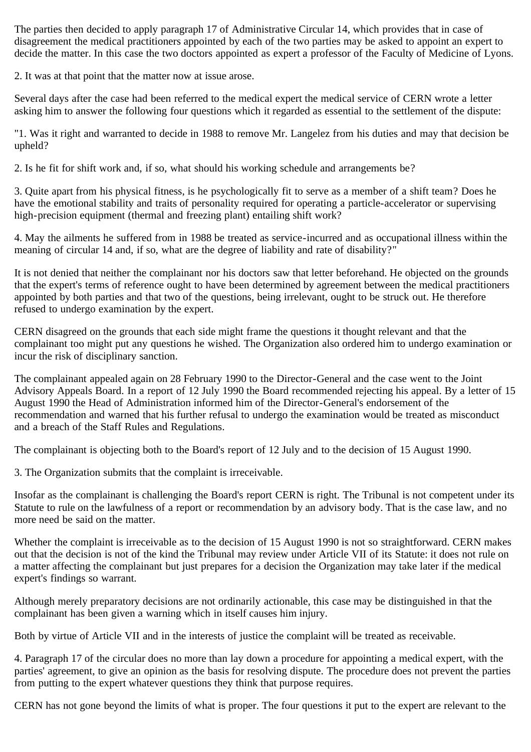The parties then decided to apply paragraph 17 of Administrative Circular 14, which provides that in case of disagreement the medical practitioners appointed by each of the two parties may be asked to appoint an expert to decide the matter. In this case the two doctors appointed as expert a professor of the Faculty of Medicine of Lyons.

2. It was at that point that the matter now at issue arose.

Several days after the case had been referred to the medical expert the medical service of CERN wrote a letter asking him to answer the following four questions which it regarded as essential to the settlement of the dispute:

"1. Was it right and warranted to decide in 1988 to remove Mr. Langelez from his duties and may that decision be upheld?

2. Is he fit for shift work and, if so, what should his working schedule and arrangements be?

3. Quite apart from his physical fitness, is he psychologically fit to serve as a member of a shift team? Does he have the emotional stability and traits of personality required for operating a particle-accelerator or supervising high-precision equipment (thermal and freezing plant) entailing shift work?

4. May the ailments he suffered from in 1988 be treated as service-incurred and as occupational illness within the meaning of circular 14 and, if so, what are the degree of liability and rate of disability?"

It is not denied that neither the complainant nor his doctors saw that letter beforehand. He objected on the grounds that the expert's terms of reference ought to have been determined by agreement between the medical practitioners appointed by both parties and that two of the questions, being irrelevant, ought to be struck out. He therefore refused to undergo examination by the expert.

CERN disagreed on the grounds that each side might frame the questions it thought relevant and that the complainant too might put any questions he wished. The Organization also ordered him to undergo examination or incur the risk of disciplinary sanction.

The complainant appealed again on 28 February 1990 to the Director-General and the case went to the Joint Advisory Appeals Board. In a report of 12 July 1990 the Board recommended rejecting his appeal. By a letter of 15 August 1990 the Head of Administration informed him of the Director-General's endorsement of the recommendation and warned that his further refusal to undergo the examination would be treated as misconduct and a breach of the Staff Rules and Regulations.

The complainant is objecting both to the Board's report of 12 July and to the decision of 15 August 1990.

3. The Organization submits that the complaint is irreceivable.

Insofar as the complainant is challenging the Board's report CERN is right. The Tribunal is not competent under its Statute to rule on the lawfulness of a report or recommendation by an advisory body. That is the case law, and no more need be said on the matter.

Whether the complaint is irreceivable as to the decision of 15 August 1990 is not so straightforward. CERN makes out that the decision is not of the kind the Tribunal may review under Article VII of its Statute: it does not rule on a matter affecting the complainant but just prepares for a decision the Organization may take later if the medical expert's findings so warrant.

Although merely preparatory decisions are not ordinarily actionable, this case may be distinguished in that the complainant has been given a warning which in itself causes him injury.

Both by virtue of Article VII and in the interests of justice the complaint will be treated as receivable.

4. Paragraph 17 of the circular does no more than lay down a procedure for appointing a medical expert, with the parties' agreement, to give an opinion as the basis for resolving dispute. The procedure does not prevent the parties from putting to the expert whatever questions they think that purpose requires.

CERN has not gone beyond the limits of what is proper. The four questions it put to the expert are relevant to the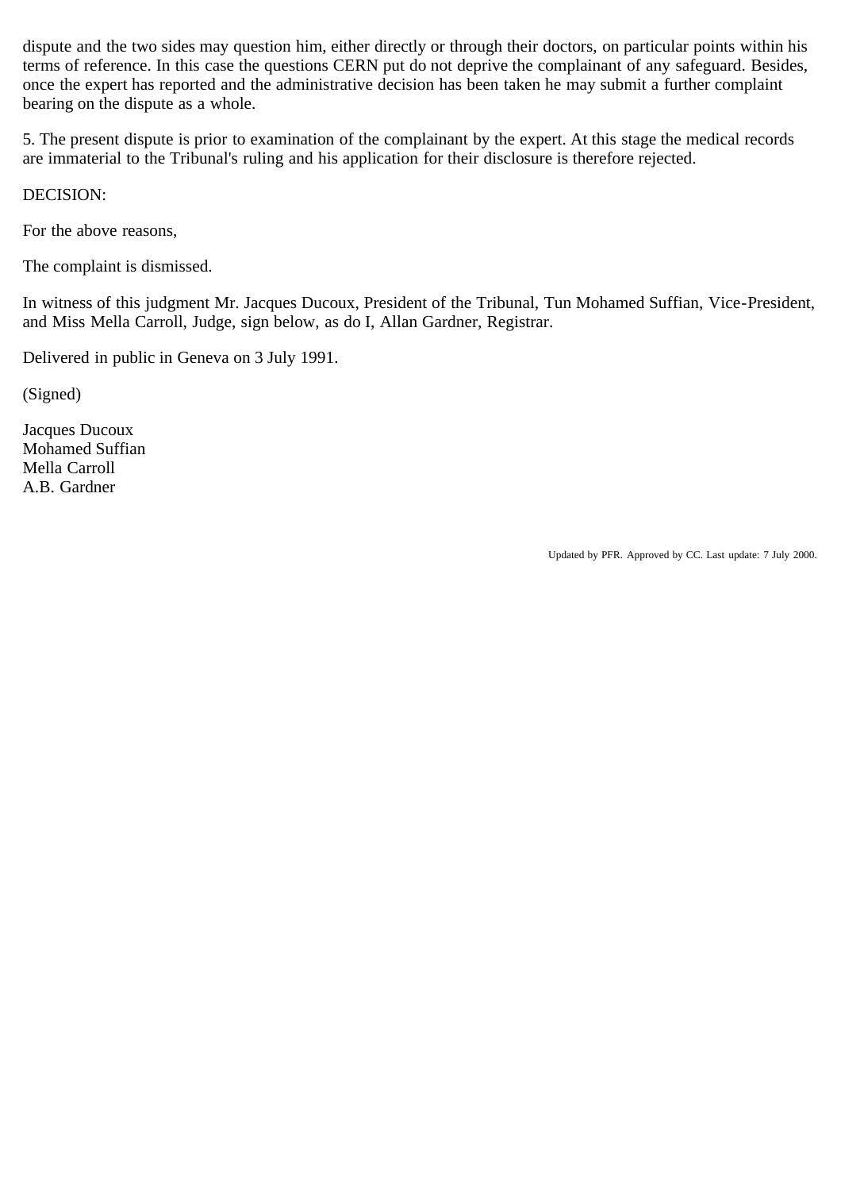dispute and the two sides may question him, either directly or through their doctors, on particular points within his terms of reference. In this case the questions CERN put do not deprive the complainant of any safeguard. Besides, once the expert has reported and the administrative decision has been taken he may submit a further complaint bearing on the dispute as a whole.

5. The present dispute is prior to examination of the complainant by the expert. At this stage the medical records are immaterial to the Tribunal's ruling and his application for their disclosure is therefore rejected.

DECISION:

For the above reasons,

The complaint is dismissed.

In witness of this judgment Mr. Jacques Ducoux, President of the Tribunal, Tun Mohamed Suffian, Vice-President, and Miss Mella Carroll, Judge, sign below, as do I, Allan Gardner, Registrar.

Delivered in public in Geneva on 3 July 1991.

(Signed)

Jacques Ducoux
Mohamed Suffian
Mella Carroll
A.B. Gardner

Updated by PFR. Approved by CC. Last update: 7 July 2000.